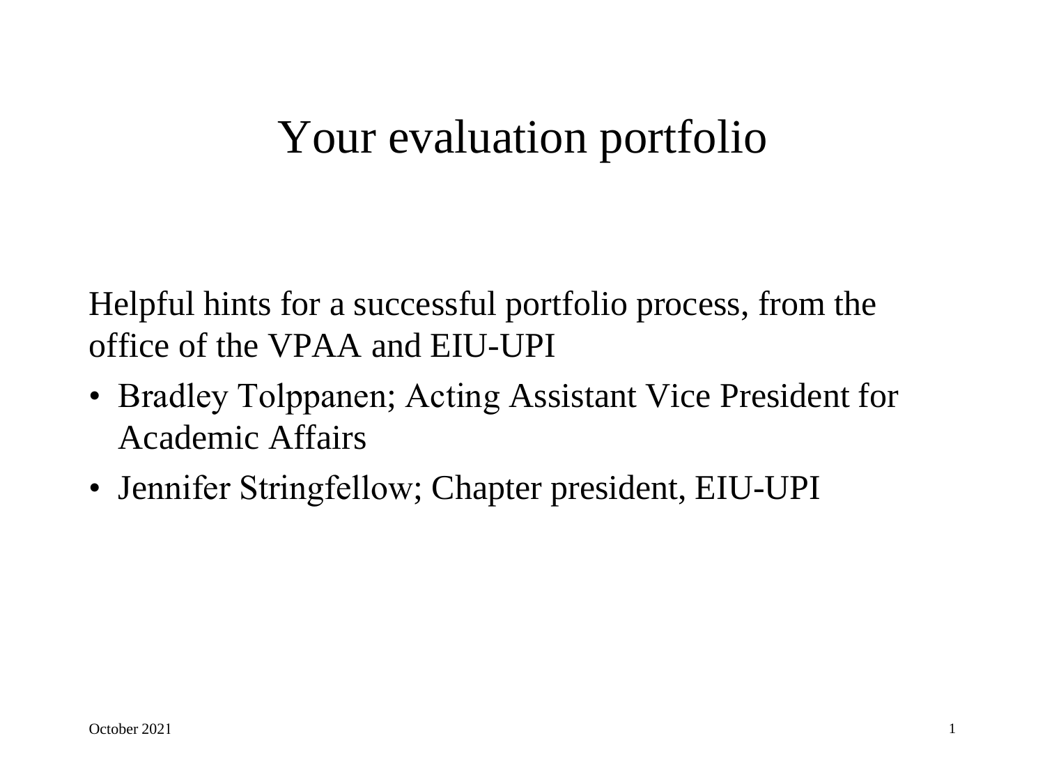# Your evaluation portfolio

Helpful hints for a successful portfolio process, from the office of the VPAA and EIU-UPI

- Bradley Tolppanen; Acting Assistant Vice President for Academic Affairs
- Jennifer Stringfellow; Chapter president, EIU-UPI

October 2021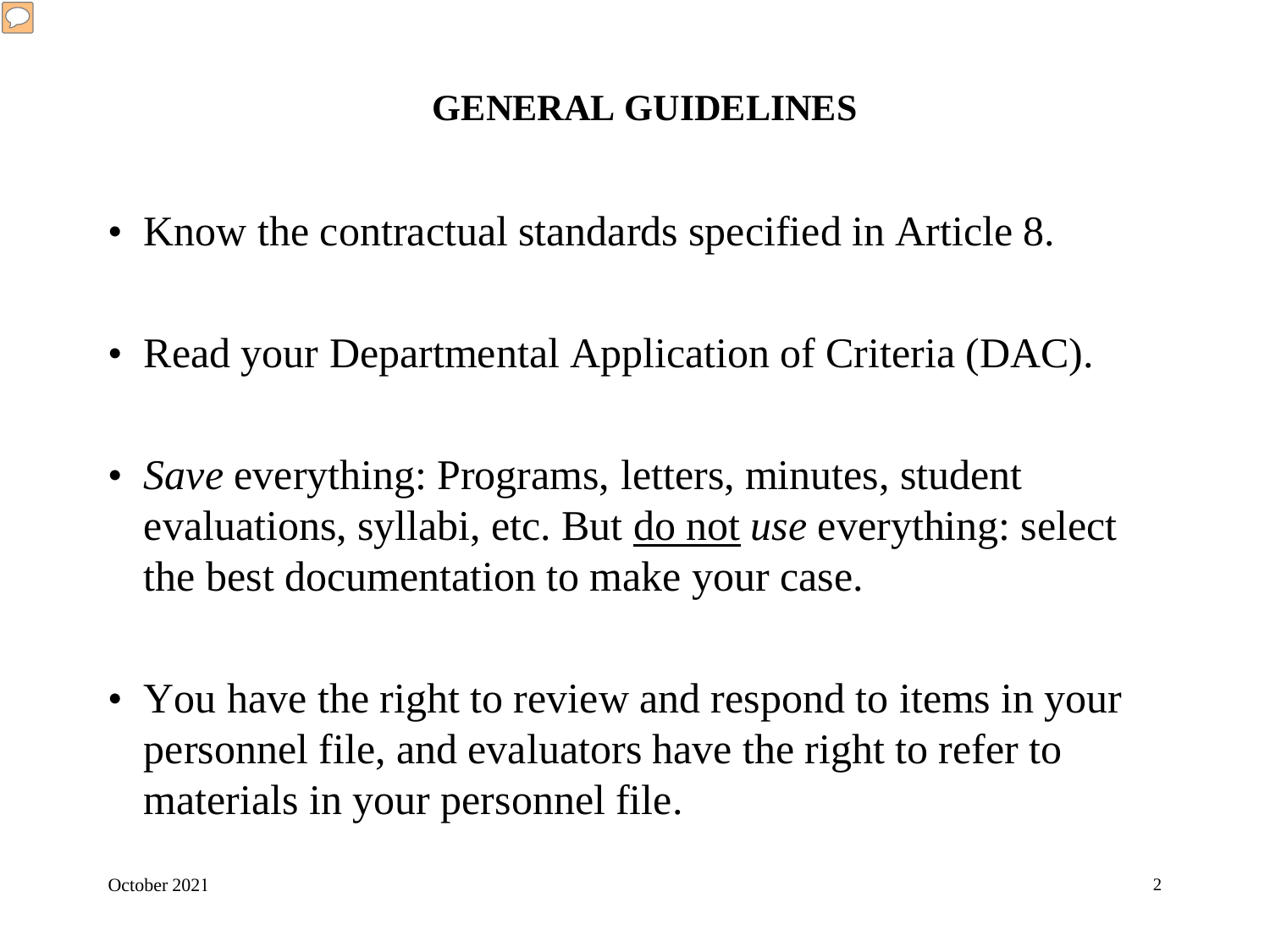## GENERAL GUIDELINES

- Know the contractual standards specified in Article 8.
- Read your Departmental Application of Criteria (DAC).
- *Save* everything: Programs, letters, minutes, student evaluations, syllabi, etc. But <u>do not</u> *use* everything: select the best documentation to make your case.
- You have the right to review and respond to items in your personnel file, and evaluators have the right to refer to materials in your personnel file.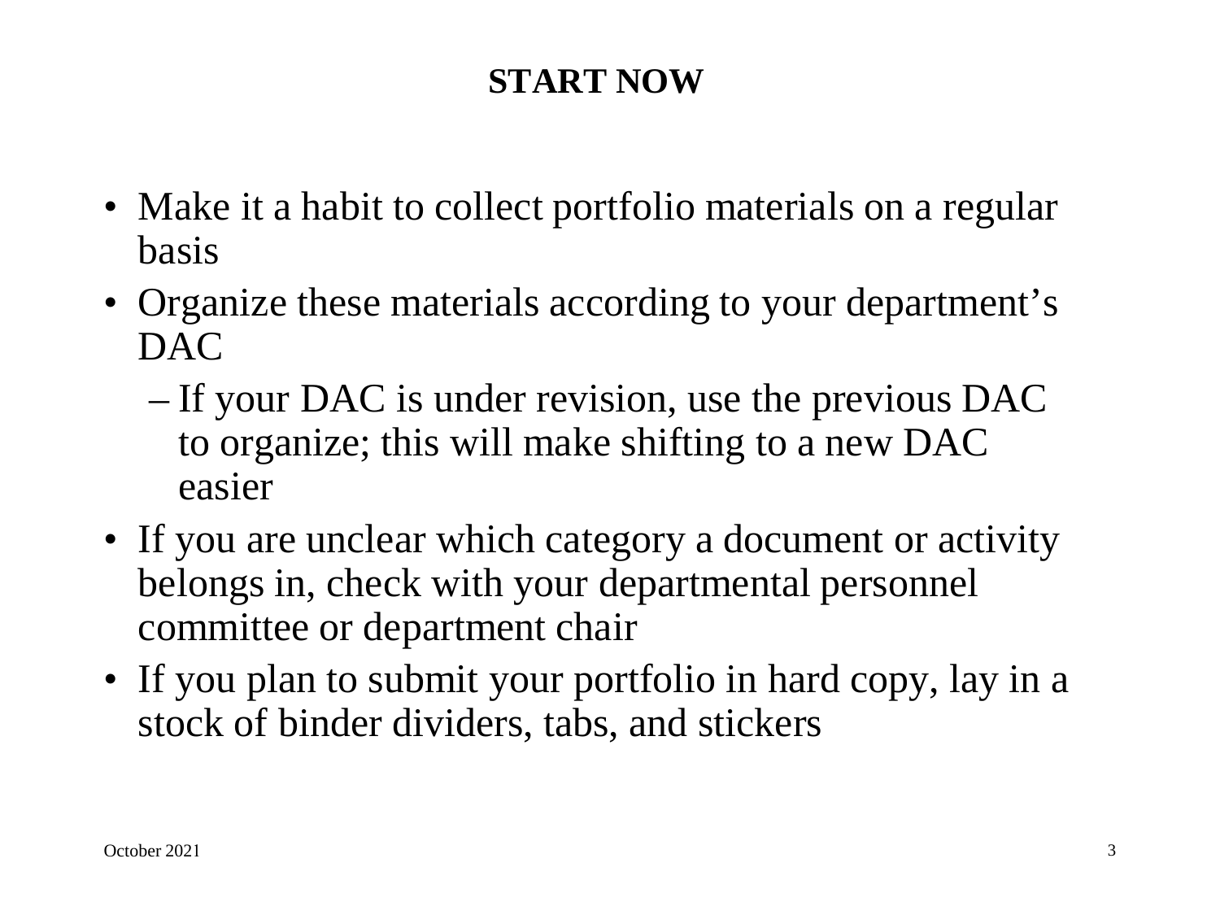# START NOW

- Make it a habit to collect portfolio materials on a regular basis
- Organize these materials according to your department’s DAC
  - If your DAC is under revision, use the previous DAC to organize; this will make shifting to a new DAC easier
- If you are unclear which category a document or activity belongs in, check with your departmental personnel committee or department chair
- If you plan to submit your portfolio in hard copy, lay in a stock of binder dividers, tabs, and stickers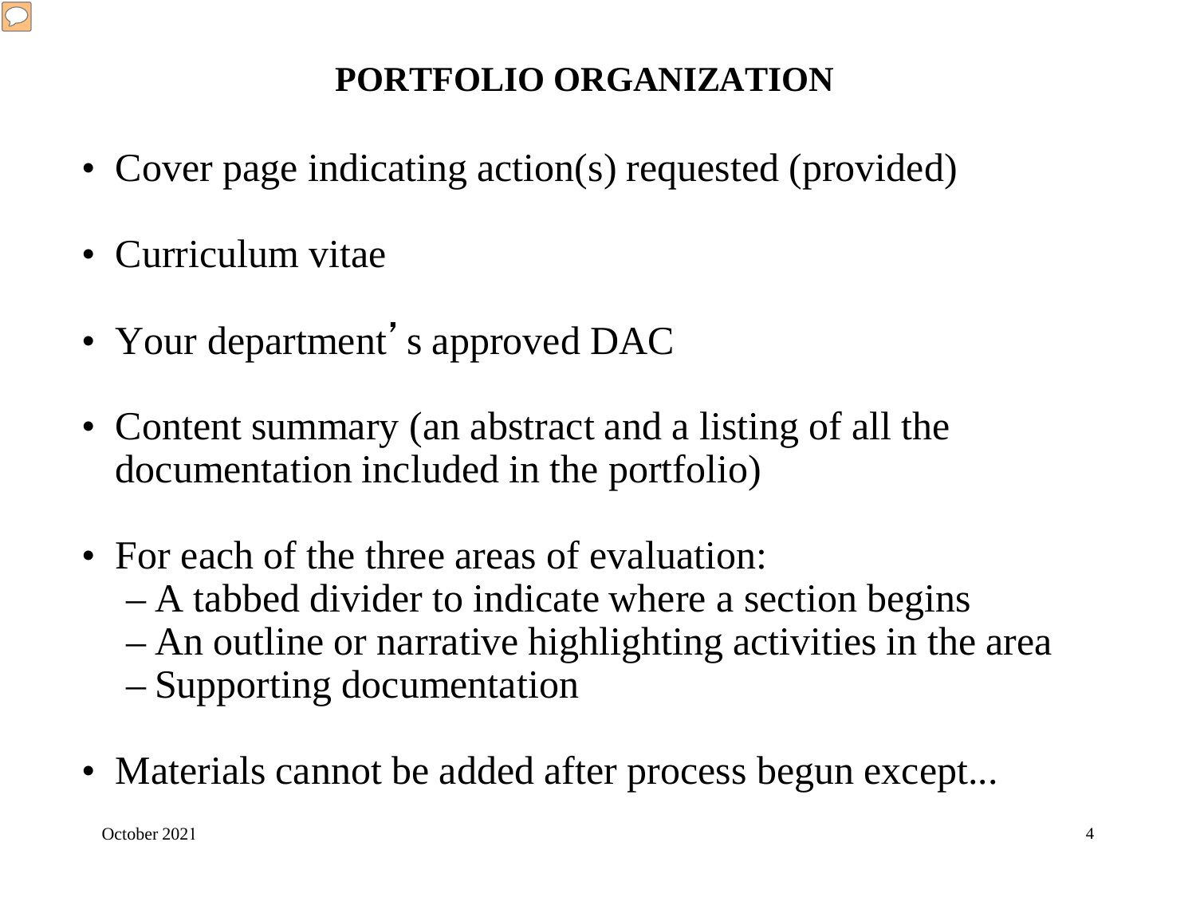# PORTFOLIO ORGANIZATION

- Cover page indicating action(s) requested (provided)
- Curriculum vitae
- Your department's approved DAC
- Content summary (an abstract and a listing of all the documentation included in the portfolio)
- For each of the three areas of evaluation:
  - A tabbed divider to indicate where a section begins
  - An outline or narrative highlighting activities in the area
  - Supporting documentation
- Materials cannot be added after process begun except...

October 2021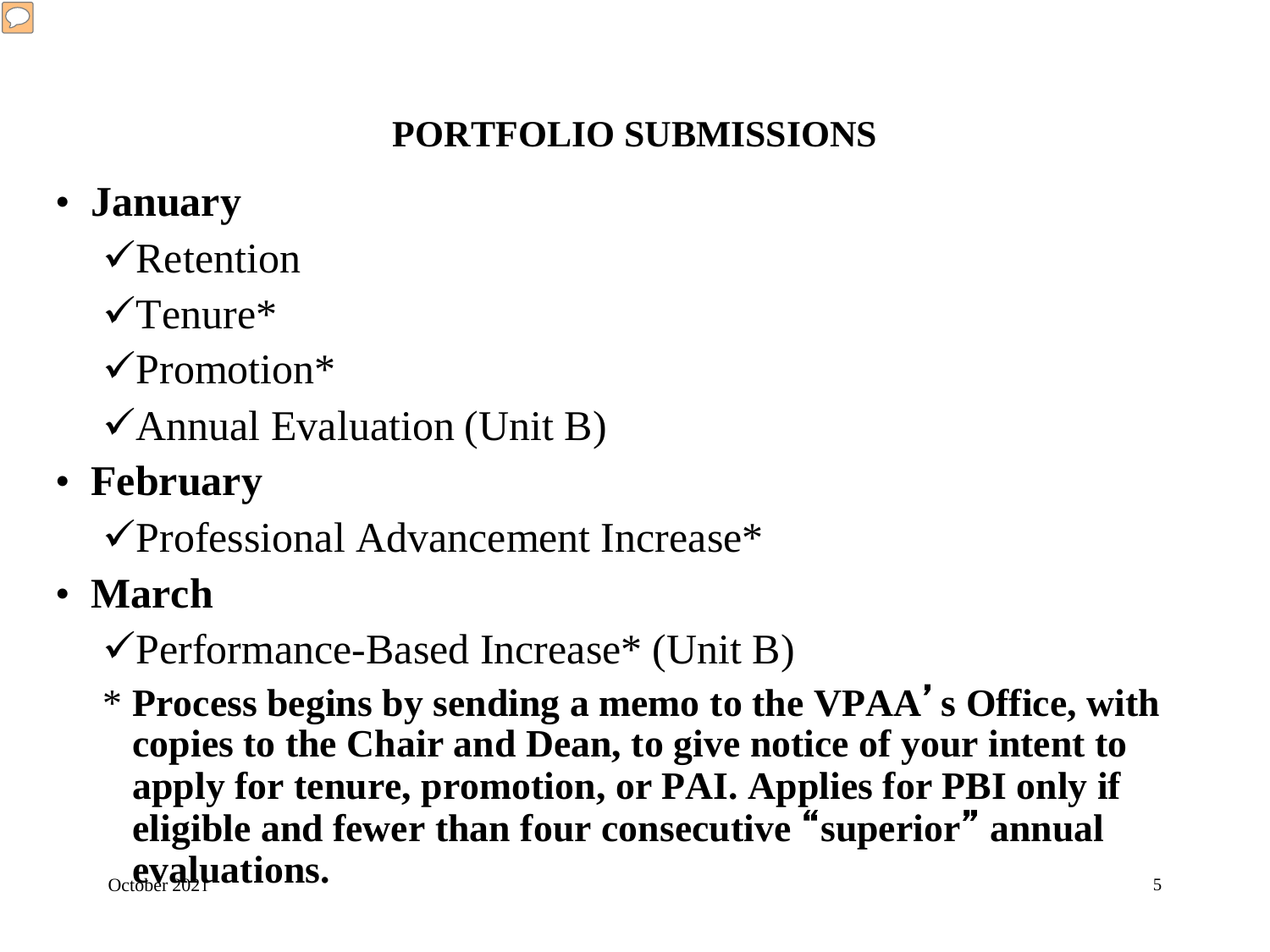## PORTFOLIO SUBMISSIONS

- **January**
  - ✓Retention
  - ✓Tenure*
  - ✓Promotion*
  - ✓Annual Evaluation (Unit B)
- **February**
  - ✓Professional Advancement Increase*
- **March**
  - ✓Performance-Based Increase* (Unit B)

\* **Process begins by sending a memo to the VPAA's Office, with copies to the Chair and Dean, to give notice of your intent to apply for tenure, promotion, or PAI. Applies for PBI only if eligible and fewer than four consecutive "superior" annual evaluations.**

October 2021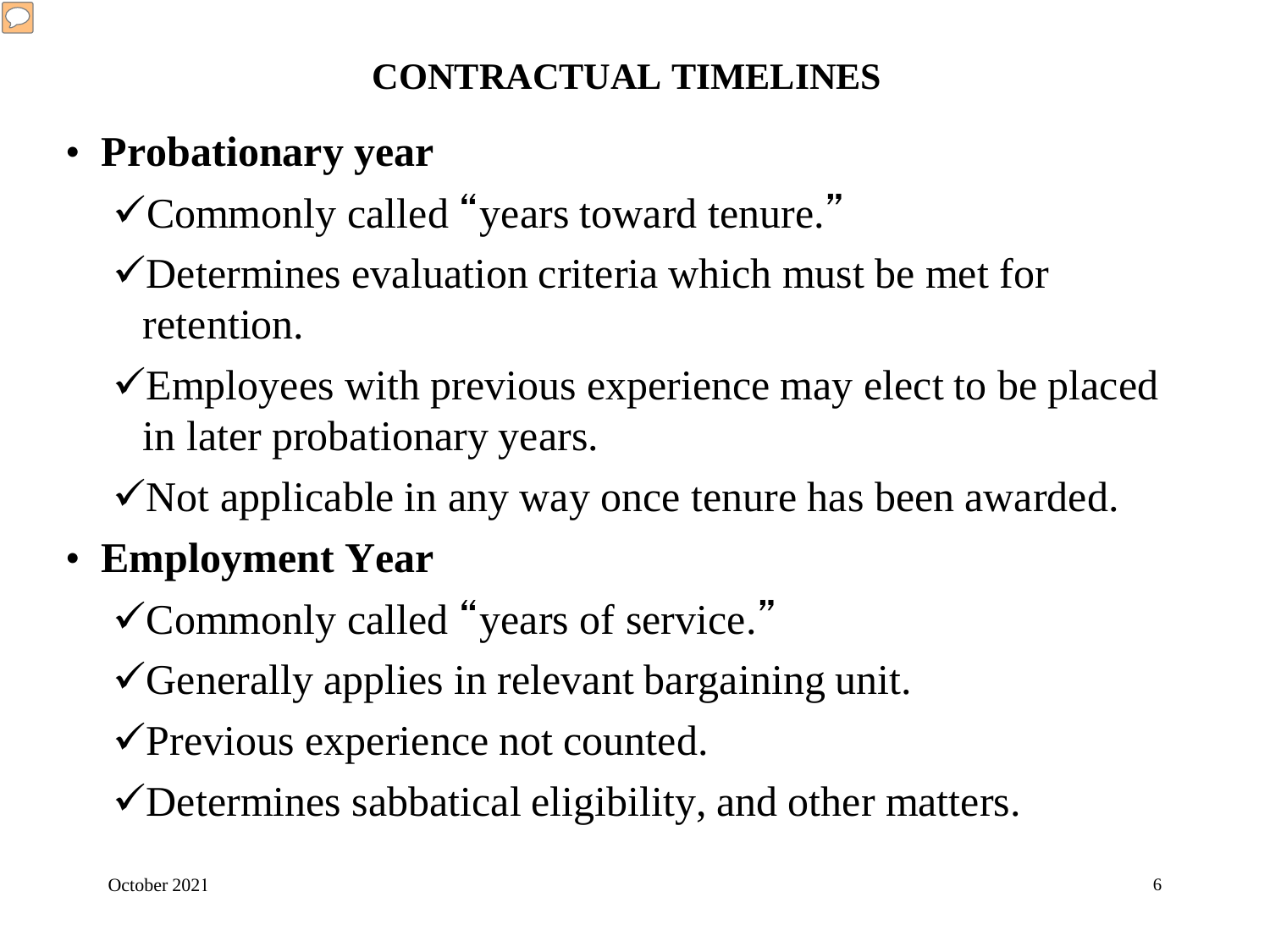# CONTRACTUAL TIMELINES

- **Probationary year**
  - ✓Commonly called "years toward tenure."
  - ✓Determines evaluation criteria which must be met for retention.
  - ✓Employees with previous experience may elect to be placed in later probationary years.
  - ✓Not applicable in any way once tenure has been awarded.
- **Employment Year**
  - ✓Commonly called "years of service."
  - ✓Generally applies in relevant bargaining unit.
  - ✓Previous experience not counted.
  - ✓Determines sabbatical eligibility, and other matters.

October 2021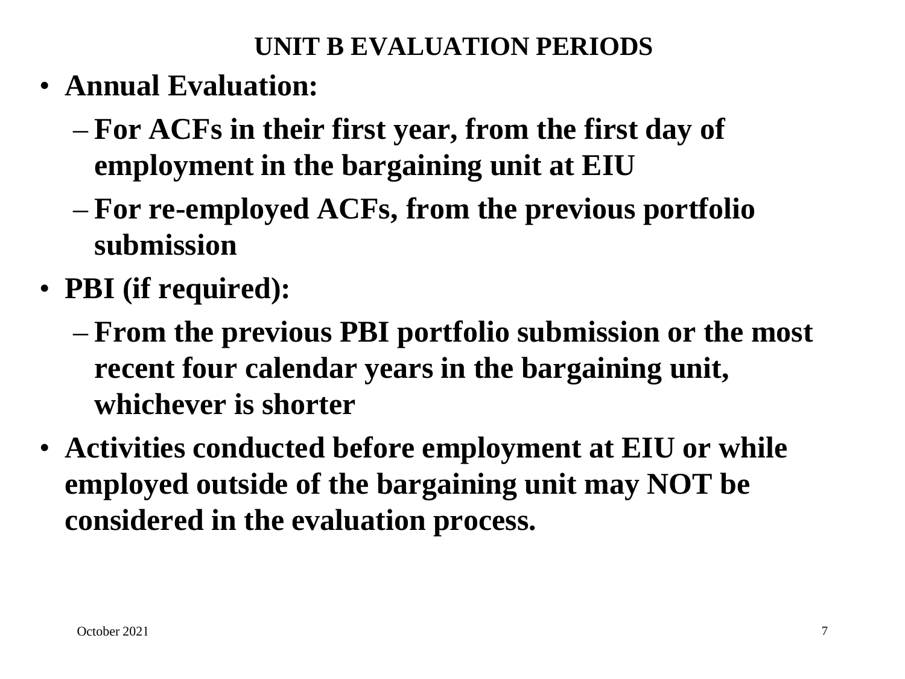## UNIT B EVALUATION PERIODS

- **Annual Evaluation:**
  - **For ACFs in their first year, from the first day of employment in the bargaining unit at EIU**
  - **For re-employed ACFs, from the previous portfolio submission**
- **PBI (if required):**
  - **From the previous PBI portfolio submission or the most recent four calendar years in the bargaining unit, whichever is shorter**
- **Activities conducted before employment at EIU or while employed outside of the bargaining unit may NOT be considered in the evaluation process.**

October 2021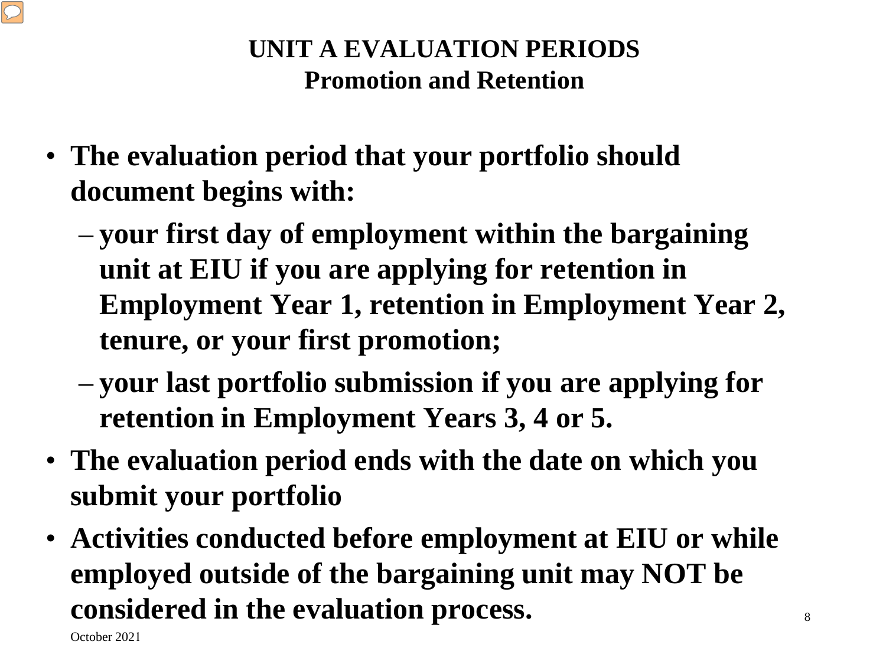# UNIT A EVALUATION PERIODS
## Promotion and Retention

- **The evaluation period that your portfolio should document begins with:**
  - **your first day of employment within the bargaining unit at EIU if you are applying for retention in Employment Year 1, retention in Employment Year 2, tenure, or your first promotion;**
  - **your last portfolio submission if you are applying for retention in Employment Years 3, 4 or 5.**
- **The evaluation period ends with the date on which you submit your portfolio**
- **Activities conducted before employment at EIU or while employed outside of the bargaining unit may NOT be considered in the evaluation process.**

October 2021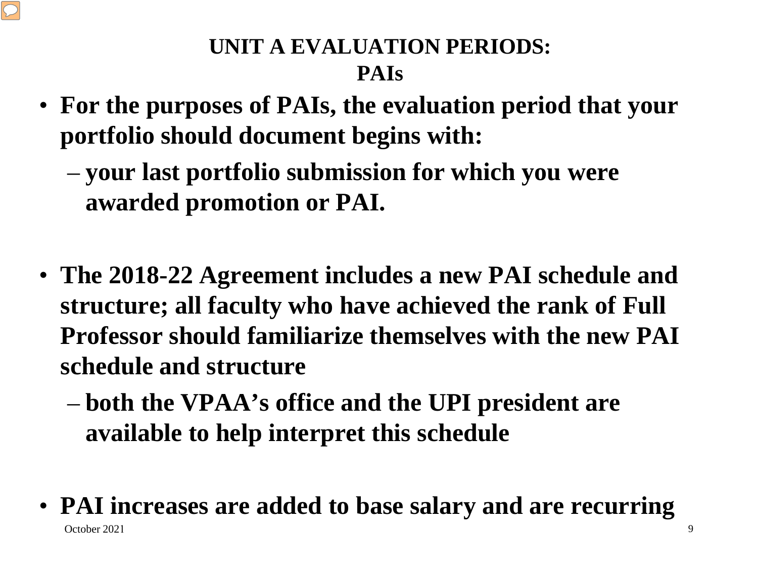# UNIT A EVALUATION PERIODS: PAIs

- **For the purposes of PAIs, the evaluation period that your portfolio should document begins with:**
  - **your last portfolio submission for which you were awarded promotion or PAI.**

- **The 2018-22 Agreement includes a new PAI schedule and structure; all faculty who have achieved the rank of Full Professor should familiarize themselves with the new PAI schedule and structure**
  - **both the VPAA's office and the UPI president are available to help interpret this schedule**

- **PAI increases are added to base salary and are recurring**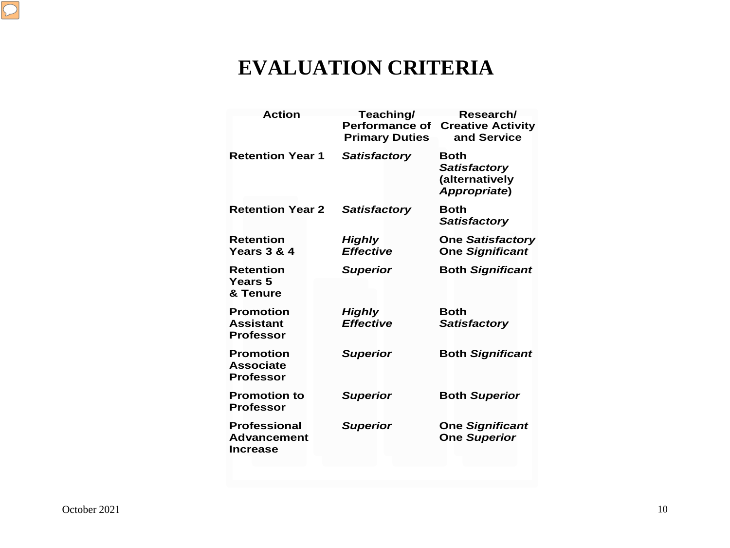# EVALUATION CRITERIA

| Action | Teaching/ Performance of Primary Duties | Research/ Creative Activity and Service |
|---|---|---|
| **Retention Year 1** | ***Satisfactory*** | **Both *Satisfactory* (alternatively *Appropriate*)** |
| **Retention Year 2** | ***Satisfactory*** | **Both *Satisfactory*** |
| **Retention Years 3 & 4** | ***Highly Effective*** | **One *Satisfactory* One *Significant*** |
| **Retention Years 5 & Tenure** | ***Superior*** | **Both *Significant*** |
| **Promotion Assistant Professor** | ***Highly Effective*** | **Both *Satisfactory*** |
| **Promotion Associate Professor** | ***Superior*** | **Both *Significant*** |
| **Promotion to Professor** | ***Superior*** | **Both *Superior*** |
| **Professional Advancement Increase** | ***Superior*** | **One *Significant* One *Superior*** |

October 2021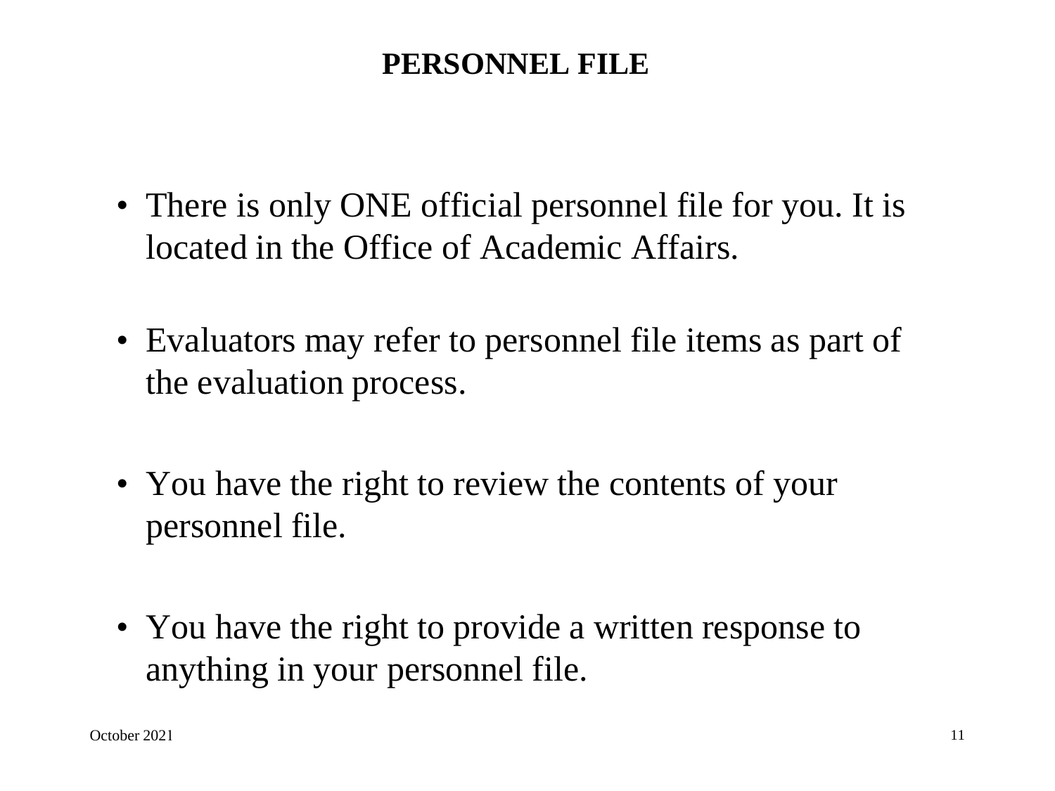# PERSONNEL FILE

- There is only ONE official personnel file for you. It is located in the Office of Academic Affairs.
- Evaluators may refer to personnel file items as part of the evaluation process.
- You have the right to review the contents of your personnel file.
- You have the right to provide a written response to anything in your personnel file.

October 2021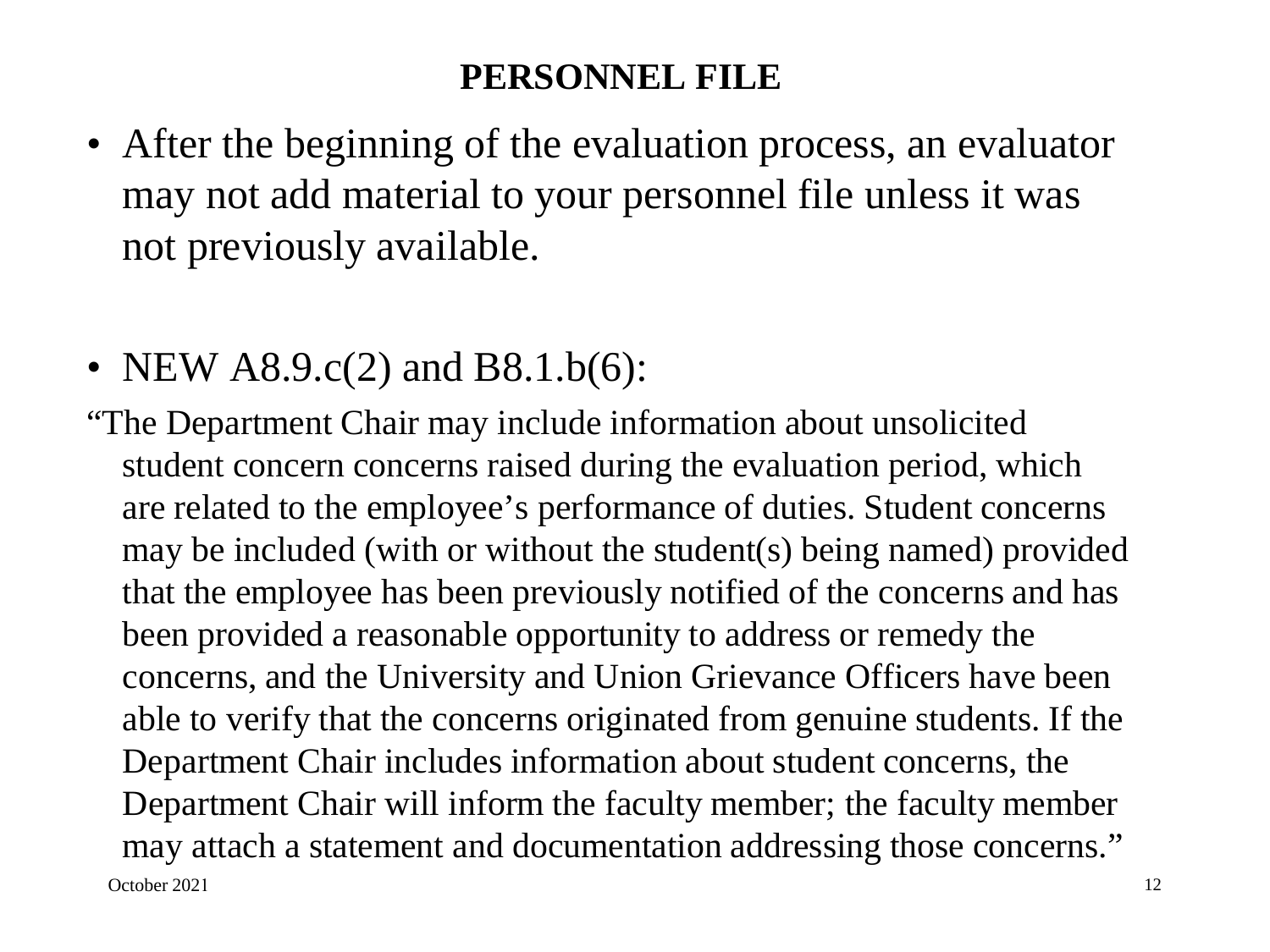# PERSONNEL FILE

- After the beginning of the evaluation process, an evaluator may not add material to your personnel file unless it was not previously available.

- NEW A8.9.c(2) and B8.1.b(6):

"The Department Chair may include information about unsolicited student concern concerns raised during the evaluation period, which are related to the employee's performance of duties. Student concerns may be included (with or without the student(s) being named) provided that the employee has been previously notified of the concerns and has been provided a reasonable opportunity to address or remedy the concerns, and the University and Union Grievance Officers have been able to verify that the concerns originated from genuine students. If the Department Chair includes information about student concerns, the Department Chair will inform the faculty member; the faculty member may attach a statement and documentation addressing those concerns."

October 2021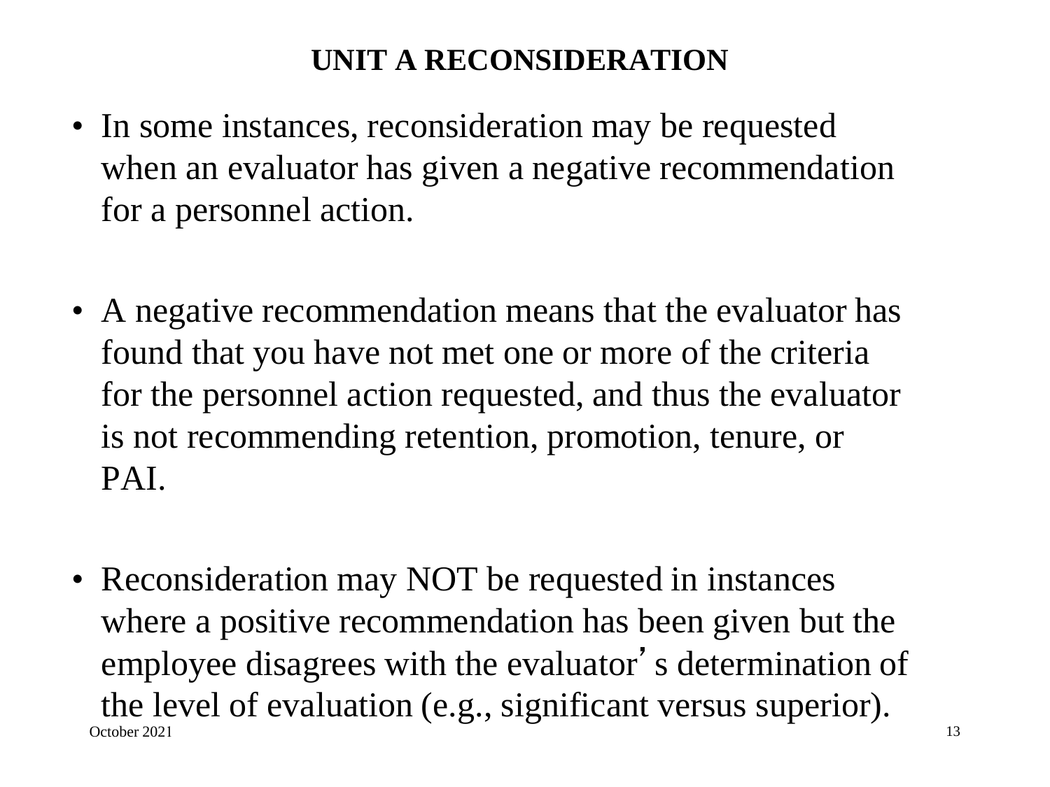## UNIT A RECONSIDERATION

- In some instances, reconsideration may be requested when an evaluator has given a negative recommendation for a personnel action.

- A negative recommendation means that the evaluator has found that you have not met one or more of the criteria for the personnel action requested, and thus the evaluator is not recommending retention, promotion, tenure, or PAI.

- Reconsideration may NOT be requested in instances where a positive recommendation has been given but the employee disagrees with the evaluator's determination of the level of evaluation (e.g., significant versus superior).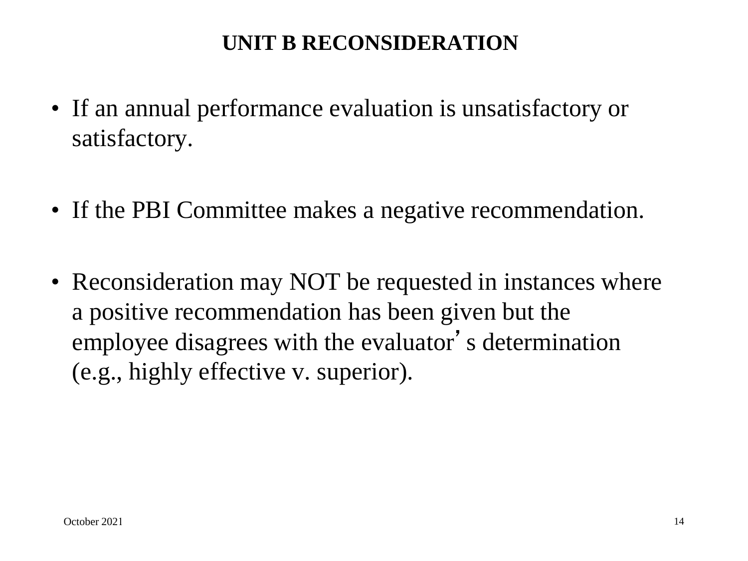# UNIT B RECONSIDERATION

- If an annual performance evaluation is unsatisfactory or satisfactory.

- If the PBI Committee makes a negative recommendation.

- Reconsideration may NOT be requested in instances where a positive recommendation has been given but the employee disagrees with the evaluator's determination (e.g., highly effective v. superior).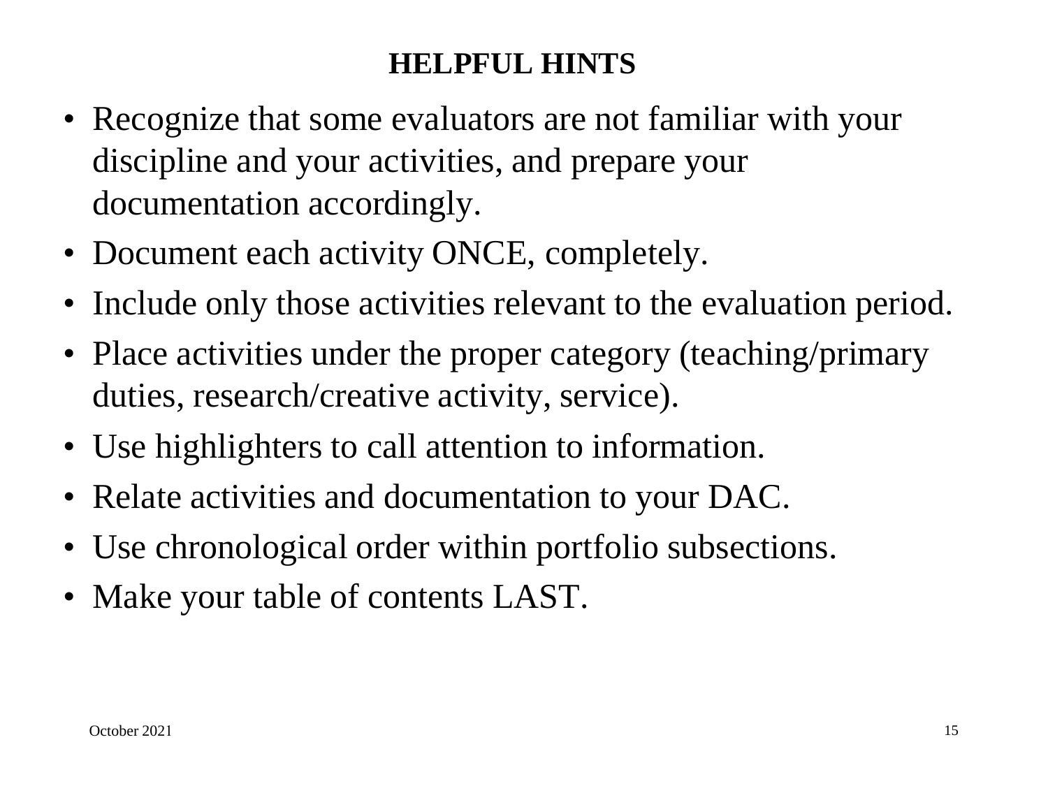## HELPFUL HINTS

- Recognize that some evaluators are not familiar with your discipline and your activities, and prepare your documentation accordingly.
- Document each activity ONCE, completely.
- Include only those activities relevant to the evaluation period.
- Place activities under the proper category (teaching/primary duties, research/creative activity, service).
- Use highlighters to call attention to information.
- Relate activities and documentation to your DAC.
- Use chronological order within portfolio subsections.
- Make your table of contents LAST.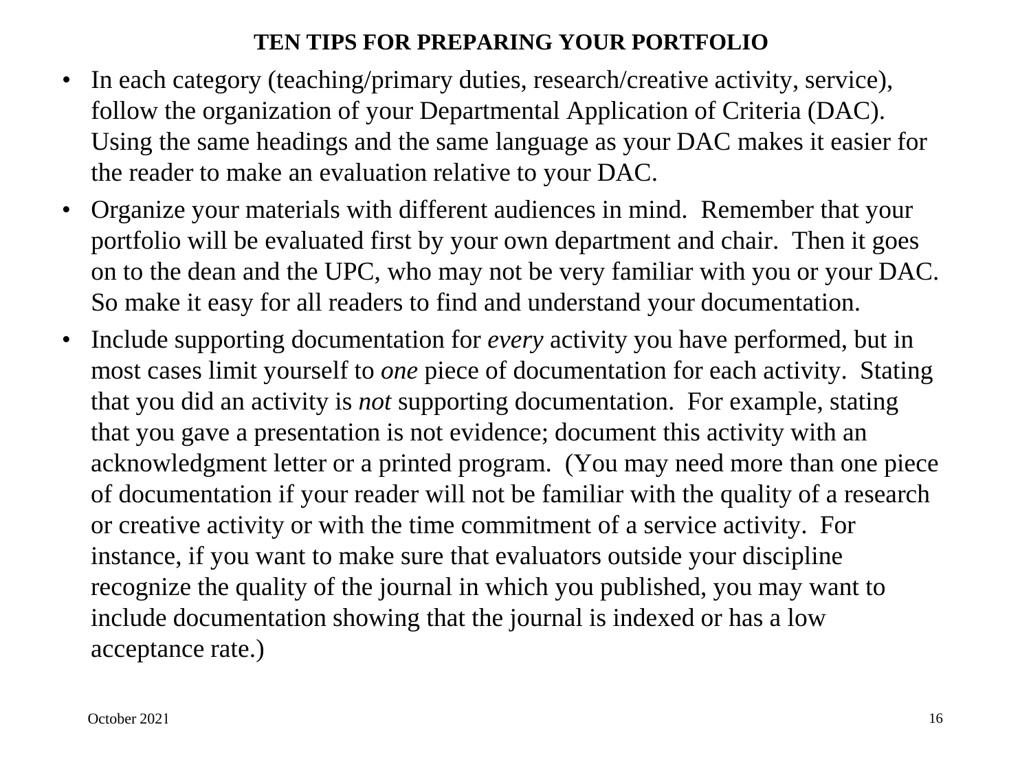## TEN TIPS FOR PREPARING YOUR PORTFOLIO

- In each category (teaching/primary duties, research/creative activity, service), follow the organization of your Departmental Application of Criteria (DAC). Using the same headings and the same language as your DAC makes it easier for the reader to make an evaluation relative to your DAC.
- Organize your materials with different audiences in mind. Remember that your portfolio will be evaluated first by your own department and chair. Then it goes on to the dean and the UPC, who may not be very familiar with you or your DAC. So make it easy for all readers to find and understand your documentation.
- Include supporting documentation for *every* activity you have performed, but in most cases limit yourself to *one* piece of documentation for each activity. Stating that you did an activity is *not* supporting documentation. For example, stating that you gave a presentation is not evidence; document this activity with an acknowledgment letter or a printed program. (You may need more than one piece of documentation if your reader will not be familiar with the quality of a research or creative activity or with the time commitment of a service activity. For instance, if you want to make sure that evaluators outside your discipline recognize the quality of the journal in which you published, you may want to include documentation showing that the journal is indexed or has a low acceptance rate.)

October 2021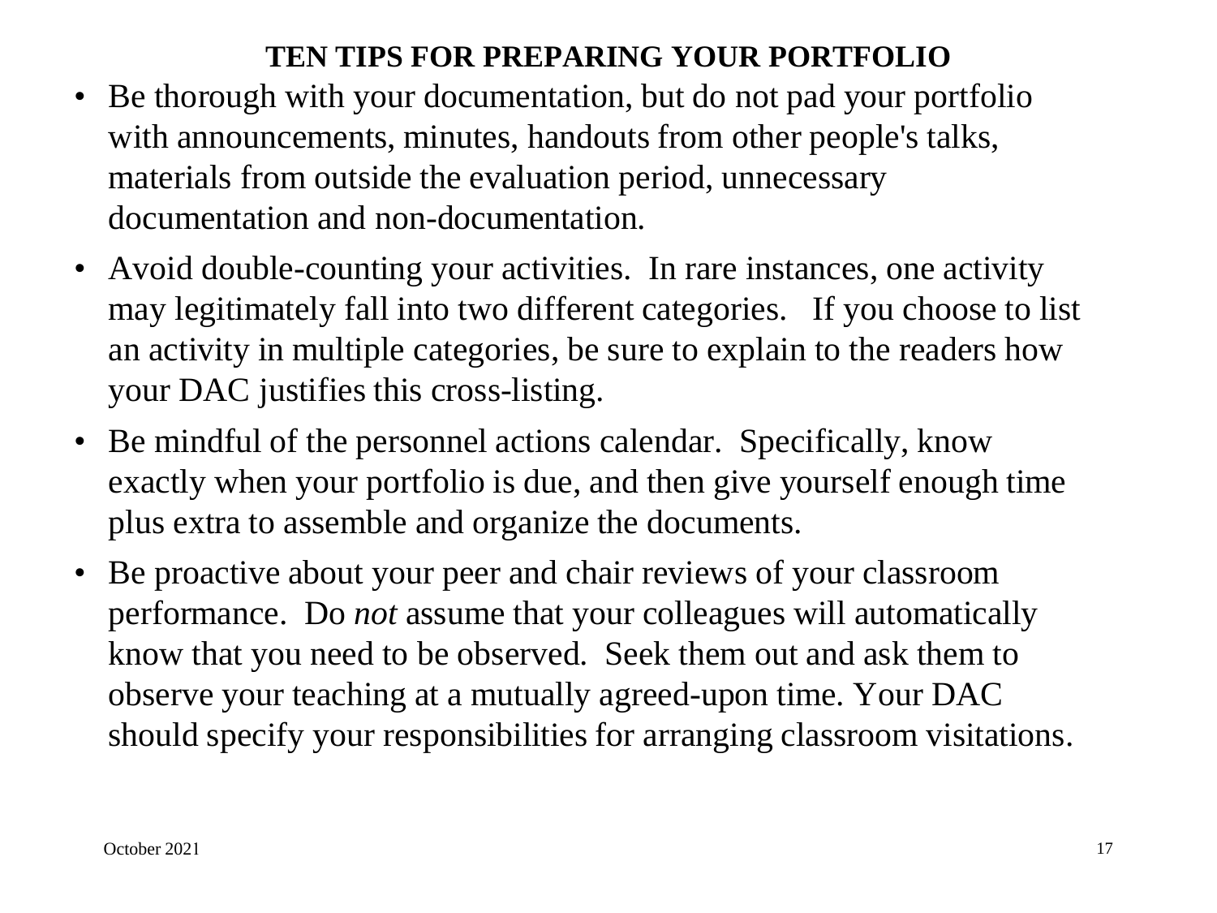## TEN TIPS FOR PREPARING YOUR PORTFOLIO

- Be thorough with your documentation, but do not pad your portfolio with announcements, minutes, handouts from other people's talks, materials from outside the evaluation period, unnecessary documentation and non-documentation.
- Avoid double-counting your activities. In rare instances, one activity may legitimately fall into two different categories. If you choose to list an activity in multiple categories, be sure to explain to the readers how your DAC justifies this cross-listing.
- Be mindful of the personnel actions calendar. Specifically, know exactly when your portfolio is due, and then give yourself enough time plus extra to assemble and organize the documents.
- Be proactive about your peer and chair reviews of your classroom performance. Do *not* assume that your colleagues will automatically know that you need to be observed. Seek them out and ask them to observe your teaching at a mutually agreed-upon time. Your DAC should specify your responsibilities for arranging classroom visitations.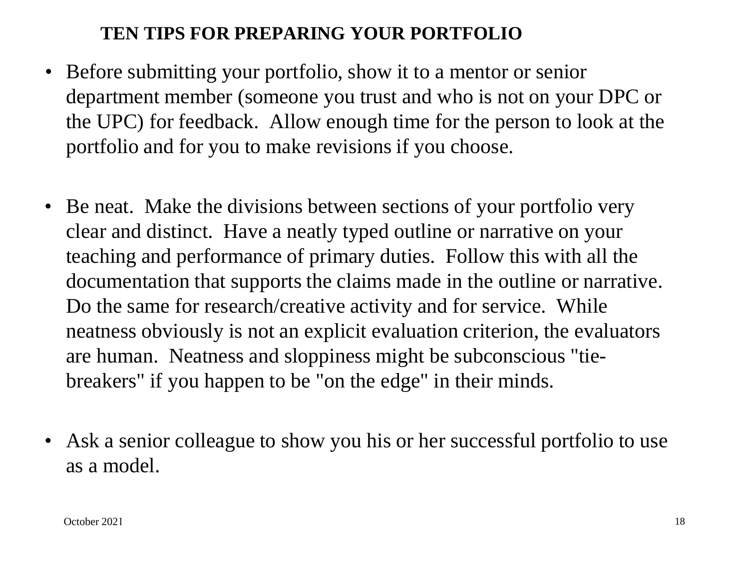## TEN TIPS FOR PREPARING YOUR PORTFOLIO

- Before submitting your portfolio, show it to a mentor or senior department member (someone you trust and who is not on your DPC or the UPC) for feedback. Allow enough time for the person to look at the portfolio and for you to make revisions if you choose.

- Be neat. Make the divisions between sections of your portfolio very clear and distinct. Have a neatly typed outline or narrative on your teaching and performance of primary duties. Follow this with all the documentation that supports the claims made in the outline or narrative. Do the same for research/creative activity and for service. While neatness obviously is not an explicit evaluation criterion, the evaluators are human. Neatness and sloppiness might be subconscious "tie-breakers" if you happen to be "on the edge" in their minds.

- Ask a senior colleague to show you his or her successful portfolio to use as a model.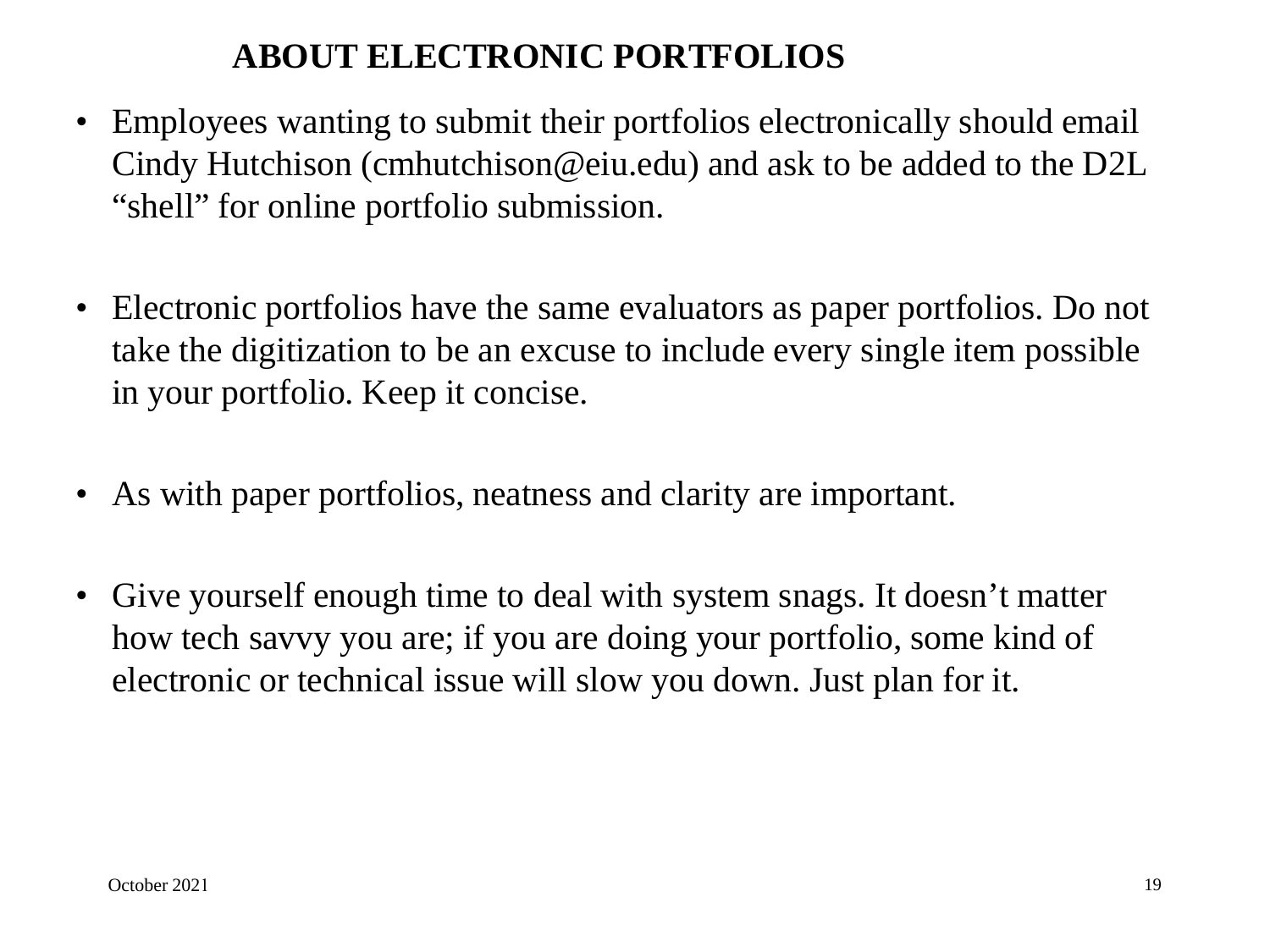## ABOUT ELECTRONIC PORTFOLIOS

- Employees wanting to submit their portfolios electronically should email Cindy Hutchison (cmhutchison@eiu.edu) and ask to be added to the D2L "shell" for online portfolio submission.

- Electronic portfolios have the same evaluators as paper portfolios. Do not take the digitization to be an excuse to include every single item possible in your portfolio. Keep it concise.

- As with paper portfolios, neatness and clarity are important.

- Give yourself enough time to deal with system snags. It doesn't matter how tech savvy you are; if you are doing your portfolio, some kind of electronic or technical issue will slow you down. Just plan for it.